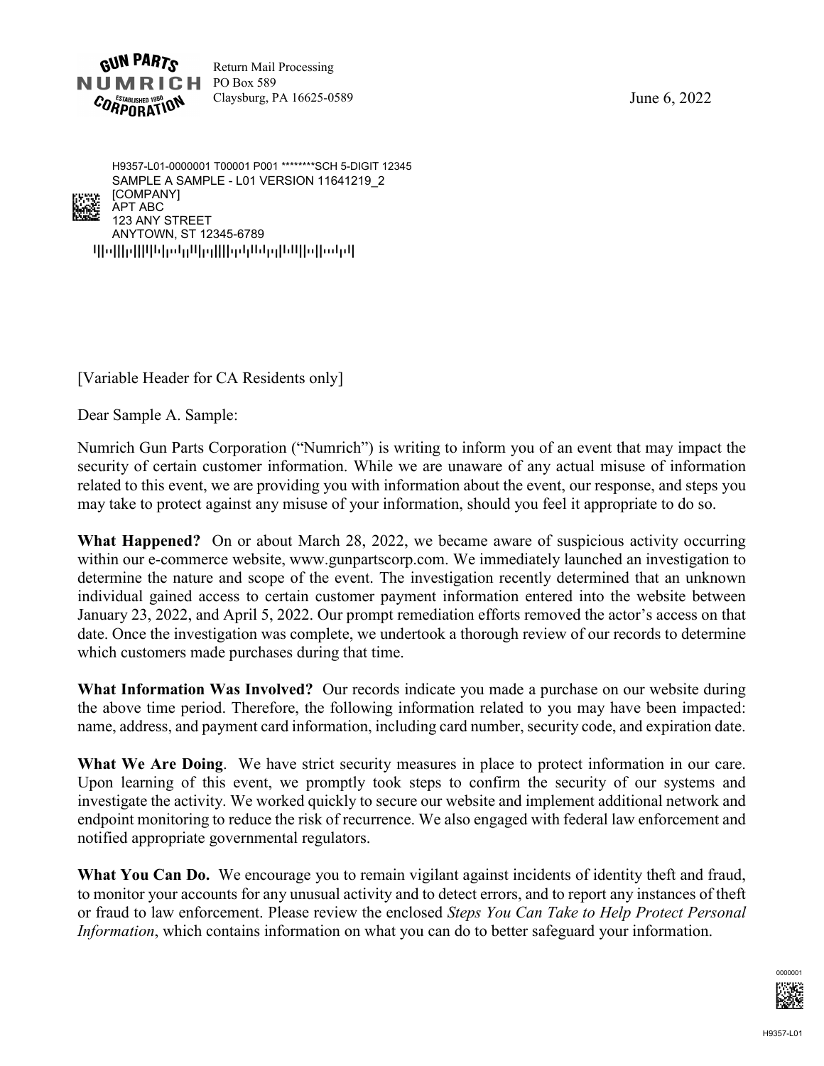Return Mail Processing
PO Box 589
Claysburg, PA 16625-0589

June 6, 2022

H9357-L01-0000001 T00001 P001 ********SCH 5-DIGIT 12345
SAMPLE A SAMPLE - L01 VERSION 11641219_2
[COMPANY]
APT ABC
123 ANY STREET
ANYTOWN, ST 12345-6789

[Variable Header for CA Residents only]

Dear Sample A. Sample:

Numrich Gun Parts Corporation ("Numrich") is writing to inform you of an event that may impact the security of certain customer information. While we are unaware of any actual misuse of information related to this event, we are providing you with information about the event, our response, and steps you may take to protect against any misuse of your information, should you feel it appropriate to do so.

**What Happened?** On or about March 28, 2022, we became aware of suspicious activity occurring within our e-commerce website, www.gunpartscorp.com. We immediately launched an investigation to determine the nature and scope of the event. The investigation recently determined that an unknown individual gained access to certain customer payment information entered into the website between January 23, 2022, and April 5, 2022. Our prompt remediation efforts removed the actor's access on that date. Once the investigation was complete, we undertook a thorough review of our records to determine which customers made purchases during that time.

**What Information Was Involved?** Our records indicate you made a purchase on our website during the above time period. Therefore, the following information related to you may have been impacted: name, address, and payment card information, including card number, security code, and expiration date.

**What We Are Doing**. We have strict security measures in place to protect information in our care. Upon learning of this event, we promptly took steps to confirm the security of our systems and investigate the activity. We worked quickly to secure our website and implement additional network and endpoint monitoring to reduce the risk of recurrence. We also engaged with federal law enforcement and notified appropriate governmental regulators.

**What You Can Do.** We encourage you to remain vigilant against incidents of identity theft and fraud, to monitor your accounts for any unusual activity and to detect errors, and to report any instances of theft or fraud to law enforcement. Please review the enclosed *Steps You Can Take to Help Protect Personal Information*, which contains information on what you can do to better safeguard your information.

0000001

H9357-L01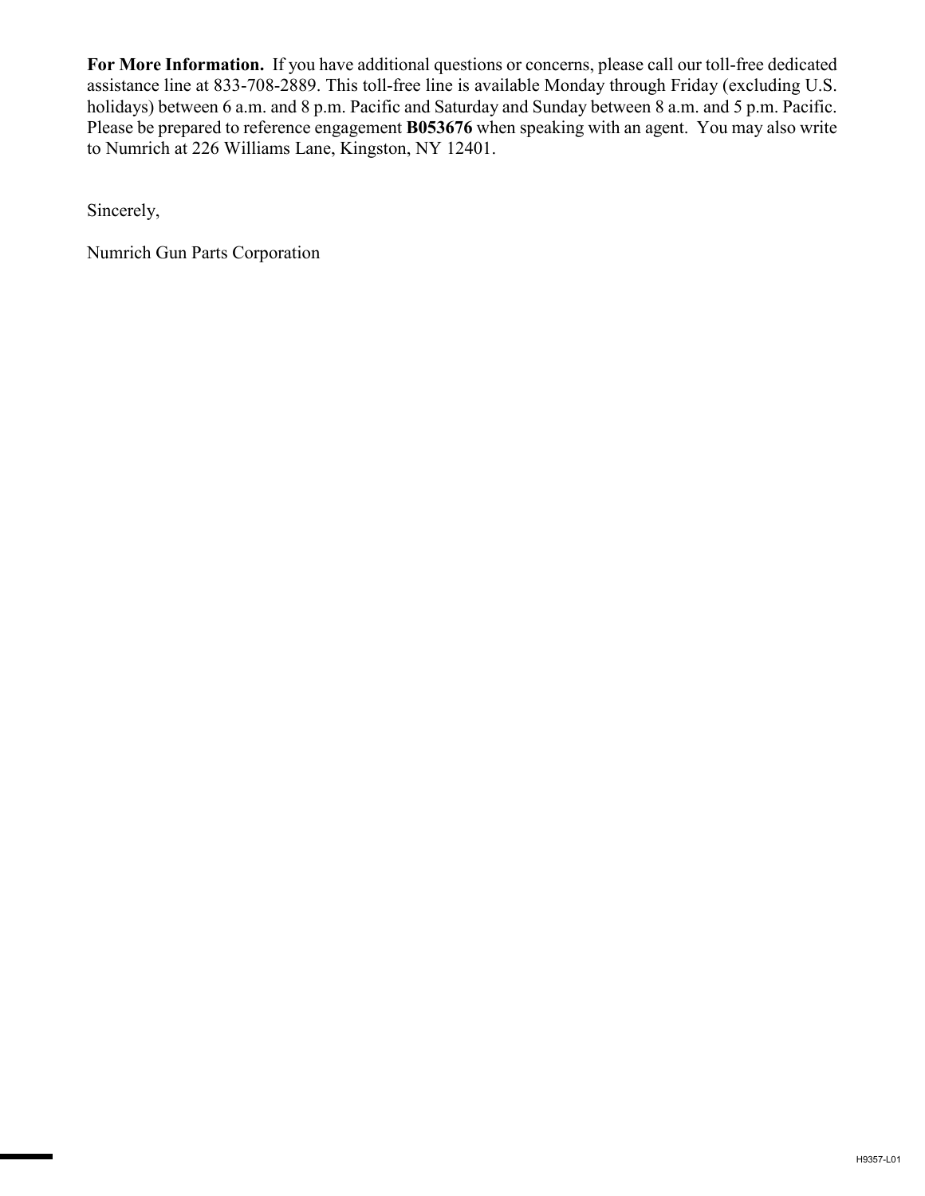**For More Information.** If you have additional questions or concerns, please call our toll-free dedicated assistance line at 833-708-2889. This toll-free line is available Monday through Friday (excluding U.S. holidays) between 6 a.m. and 8 p.m. Pacific and Saturday and Sunday between 8 a.m. and 5 p.m. Pacific. Please be prepared to reference engagement **B053676** when speaking with an agent. You may also write to Numrich at 226 Williams Lane, Kingston, NY 12401.

Sincerely,

Numrich Gun Parts Corporation

H9357-L01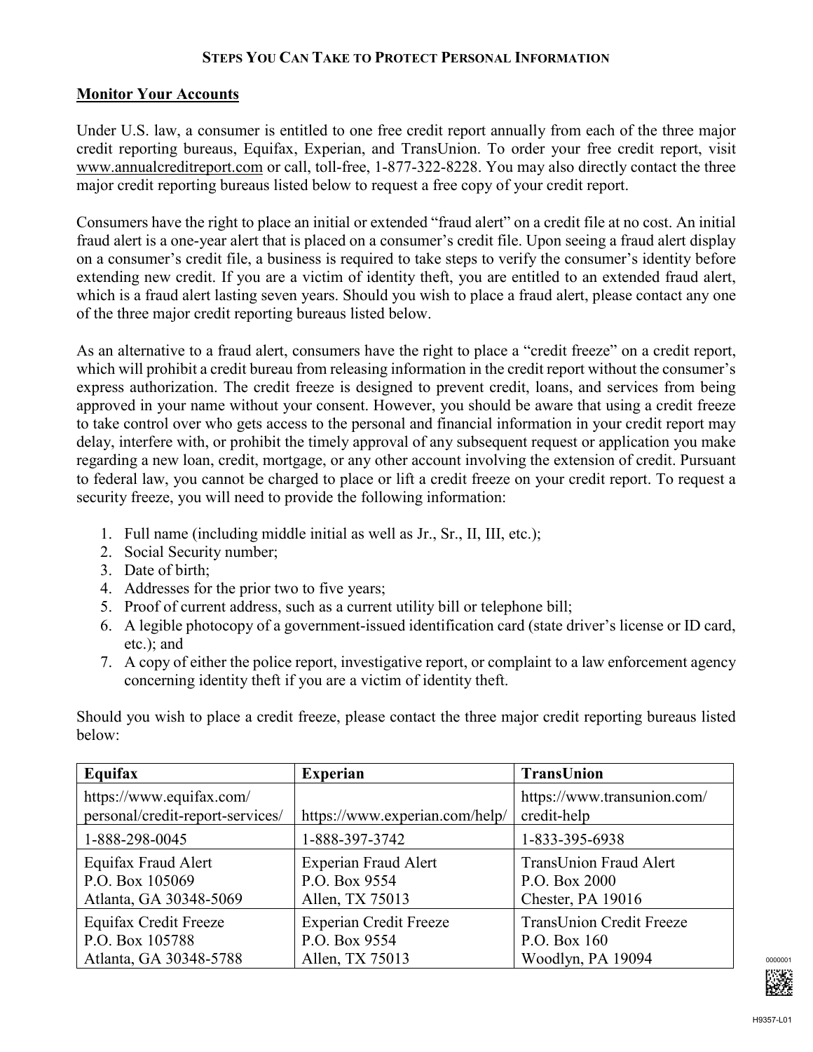## Steps You Can Take to Protect Personal Information

### Monitor Your Accounts

Under U.S. law, a consumer is entitled to one free credit report annually from each of the three major credit reporting bureaus, Equifax, Experian, and TransUnion. To order your free credit report, visit www.annualcreditreport.com or call, toll-free, 1-877-322-8228. You may also directly contact the three major credit reporting bureaus listed below to request a free copy of your credit report.

Consumers have the right to place an initial or extended "fraud alert" on a credit file at no cost. An initial fraud alert is a one-year alert that is placed on a consumer's credit file. Upon seeing a fraud alert display on a consumer's credit file, a business is required to take steps to verify the consumer's identity before extending new credit. If you are a victim of identity theft, you are entitled to an extended fraud alert, which is a fraud alert lasting seven years. Should you wish to place a fraud alert, please contact any one of the three major credit reporting bureaus listed below.

As an alternative to a fraud alert, consumers have the right to place a "credit freeze" on a credit report, which will prohibit a credit bureau from releasing information in the credit report without the consumer's express authorization. The credit freeze is designed to prevent credit, loans, and services from being approved in your name without your consent. However, you should be aware that using a credit freeze to take control over who gets access to the personal and financial information in your credit report may delay, interfere with, or prohibit the timely approval of any subsequent request or application you make regarding a new loan, credit, mortgage, or any other account involving the extension of credit. Pursuant to federal law, you cannot be charged to place or lift a credit freeze on your credit report. To request a security freeze, you will need to provide the following information:

1. Full name (including middle initial as well as Jr., Sr., II, III, etc.);
2. Social Security number;
3. Date of birth;
4. Addresses for the prior two to five years;
5. Proof of current address, such as a current utility bill or telephone bill;
6. A legible photocopy of a government-issued identification card (state driver's license or ID card, etc.); and
7. A copy of either the police report, investigative report, or complaint to a law enforcement agency concerning identity theft if you are a victim of identity theft.

Should you wish to place a credit freeze, please contact the three major credit reporting bureaus listed below:

| Equifax | Experian | TransUnion |
|---|---|---|
| https://www.equifax.com/personal/credit-report-services/ | https://www.experian.com/help/ | https://www.transunion.com/credit-help |
| 1-888-298-0045 | 1-888-397-3742 | 1-833-395-6938 |
| Equifax Fraud Alert<br>P.O. Box 105069<br>Atlanta, GA 30348-5069 | Experian Fraud Alert<br>P.O. Box 9554<br>Allen, TX 75013 | TransUnion Fraud Alert<br>P.O. Box 2000<br>Chester, PA 19016 |
| Equifax Credit Freeze<br>P.O. Box 105788<br>Atlanta, GA 30348-5788 | Experian Credit Freeze<br>P.O. Box 9554<br>Allen, TX 75013 | TransUnion Credit Freeze<br>P.O. Box 160<br>Woodlyn, PA 19094 |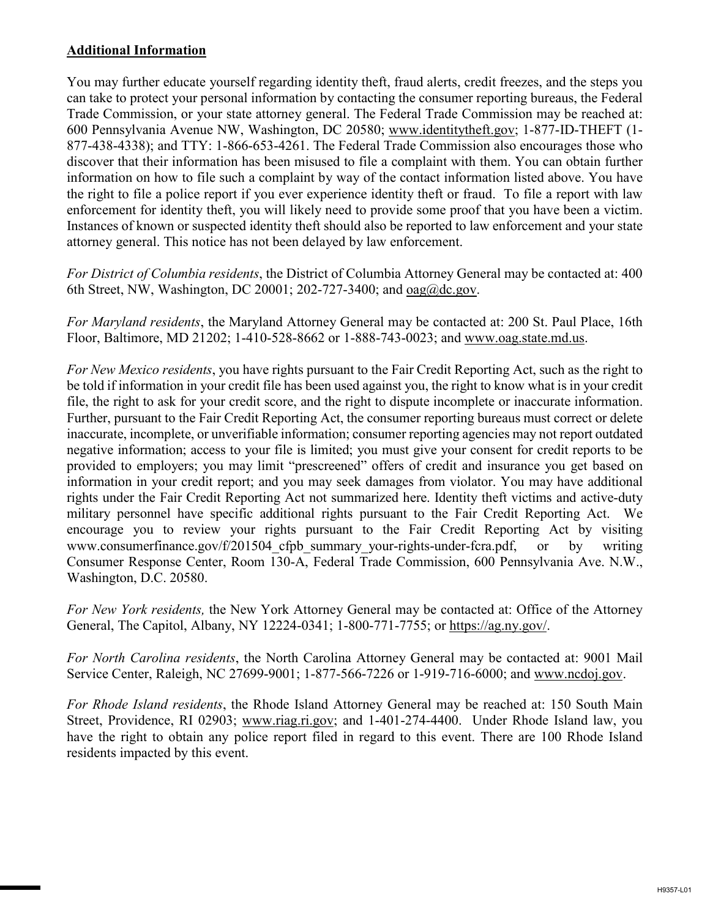**Additional Information**

You may further educate yourself regarding identity theft, fraud alerts, credit freezes, and the steps you can take to protect your personal information by contacting the consumer reporting bureaus, the Federal Trade Commission, or your state attorney general. The Federal Trade Commission may be reached at: 600 Pennsylvania Avenue NW, Washington, DC 20580; www.identitytheft.gov; 1-877-ID-THEFT (1-877-438-4338); and TTY: 1-866-653-4261. The Federal Trade Commission also encourages those who discover that their information has been misused to file a complaint with them. You can obtain further information on how to file such a complaint by way of the contact information listed above. You have the right to file a police report if you ever experience identity theft or fraud. To file a report with law enforcement for identity theft, you will likely need to provide some proof that you have been a victim. Instances of known or suspected identity theft should also be reported to law enforcement and your state attorney general. This notice has not been delayed by law enforcement.

*For District of Columbia residents*, the District of Columbia Attorney General may be contacted at: 400 6th Street, NW, Washington, DC 20001; 202-727-3400; and oag@dc.gov.

*For Maryland residents*, the Maryland Attorney General may be contacted at: 200 St. Paul Place, 16th Floor, Baltimore, MD 21202; 1-410-528-8662 or 1-888-743-0023; and www.oag.state.md.us.

*For New Mexico residents*, you have rights pursuant to the Fair Credit Reporting Act, such as the right to be told if information in your credit file has been used against you, the right to know what is in your credit file, the right to ask for your credit score, and the right to dispute incomplete or inaccurate information. Further, pursuant to the Fair Credit Reporting Act, the consumer reporting bureaus must correct or delete inaccurate, incomplete, or unverifiable information; consumer reporting agencies may not report outdated negative information; access to your file is limited; you must give your consent for credit reports to be provided to employers; you may limit "prescreened" offers of credit and insurance you get based on information in your credit report; and you may seek damages from violator. You may have additional rights under the Fair Credit Reporting Act not summarized here. Identity theft victims and active-duty military personnel have specific additional rights pursuant to the Fair Credit Reporting Act. We encourage you to review your rights pursuant to the Fair Credit Reporting Act by visiting www.consumerfinance.gov/f/201504_cfpb_summary_your-rights-under-fcra.pdf, or by writing Consumer Response Center, Room 130-A, Federal Trade Commission, 600 Pennsylvania Ave. N.W., Washington, D.C. 20580.

*For New York residents,* the New York Attorney General may be contacted at: Office of the Attorney General, The Capitol, Albany, NY 12224-0341; 1-800-771-7755; or https://ag.ny.gov/.

*For North Carolina residents*, the North Carolina Attorney General may be contacted at: 9001 Mail Service Center, Raleigh, NC 27699-9001; 1-877-566-7226 or 1-919-716-6000; and www.ncdoj.gov.

*For Rhode Island residents*, the Rhode Island Attorney General may be reached at: 150 South Main Street, Providence, RI 02903; www.riag.ri.gov; and 1-401-274-4400. Under Rhode Island law, you have the right to obtain any police report filed in regard to this event. There are 100 Rhode Island residents impacted by this event.